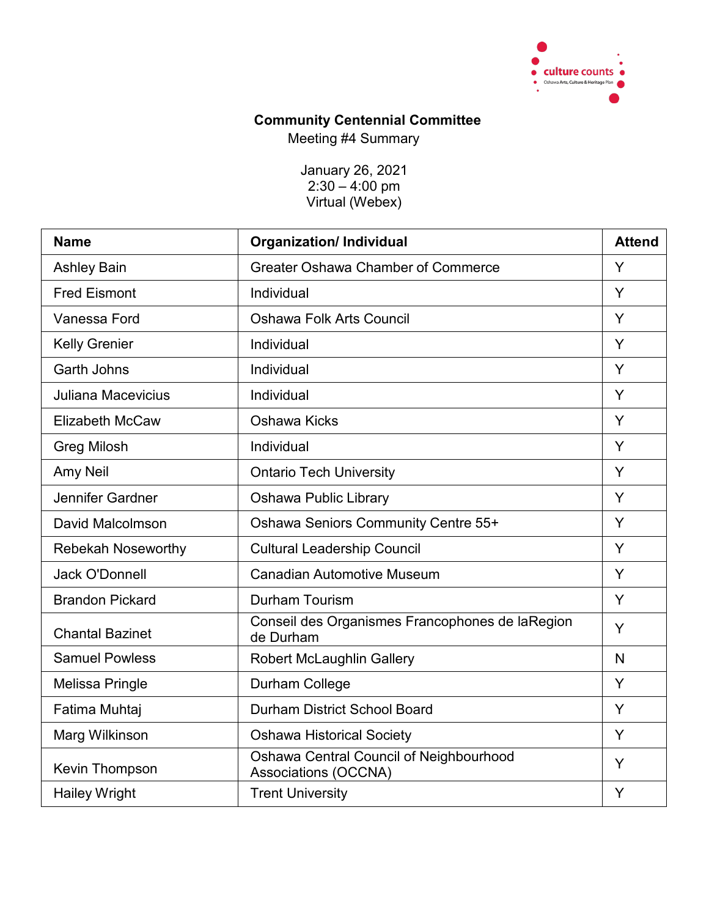# Community Centennial Committee

Meeting #4 Summary

January 26, 2021
2:30 – 4:00 pm
Virtual (Webex)

| Name | Organization/ Individual | Attend |
|---|---|---|
| Ashley Bain | Greater Oshawa Chamber of Commerce | Y |
| Fred Eismont | Individual | Y |
| Vanessa Ford | Oshawa Folk Arts Council | Y |
| Kelly Grenier | Individual | Y |
| Garth Johns | Individual | Y |
| Juliana Macevicius | Individual | Y |
| Elizabeth McCaw | Oshawa Kicks | Y |
| Greg Milosh | Individual | Y |
| Amy Neil | Ontario Tech University | Y |
| Jennifer Gardner | Oshawa Public Library | Y |
| David Malcolmson | Oshawa Seniors Community Centre 55+ | Y |
| Rebekah Noseworthy | Cultural Leadership Council | Y |
| Jack O'Donnell | Canadian Automotive Museum | Y |
| Brandon Pickard | Durham Tourism | Y |
| Chantal Bazinet | Conseil des Organismes Francophones de laRegion de Durham | Y |
| Samuel Powless | Robert McLaughlin Gallery | N |
| Melissa Pringle | Durham College | Y |
| Fatima Muhtaj | Durham District School Board | Y |
| Marg Wilkinson | Oshawa Historical Society | Y |
| Kevin Thompson | Oshawa Central Council of Neighbourhood Associations (OCCNA) | Y |
| Hailey Wright | Trent University | Y |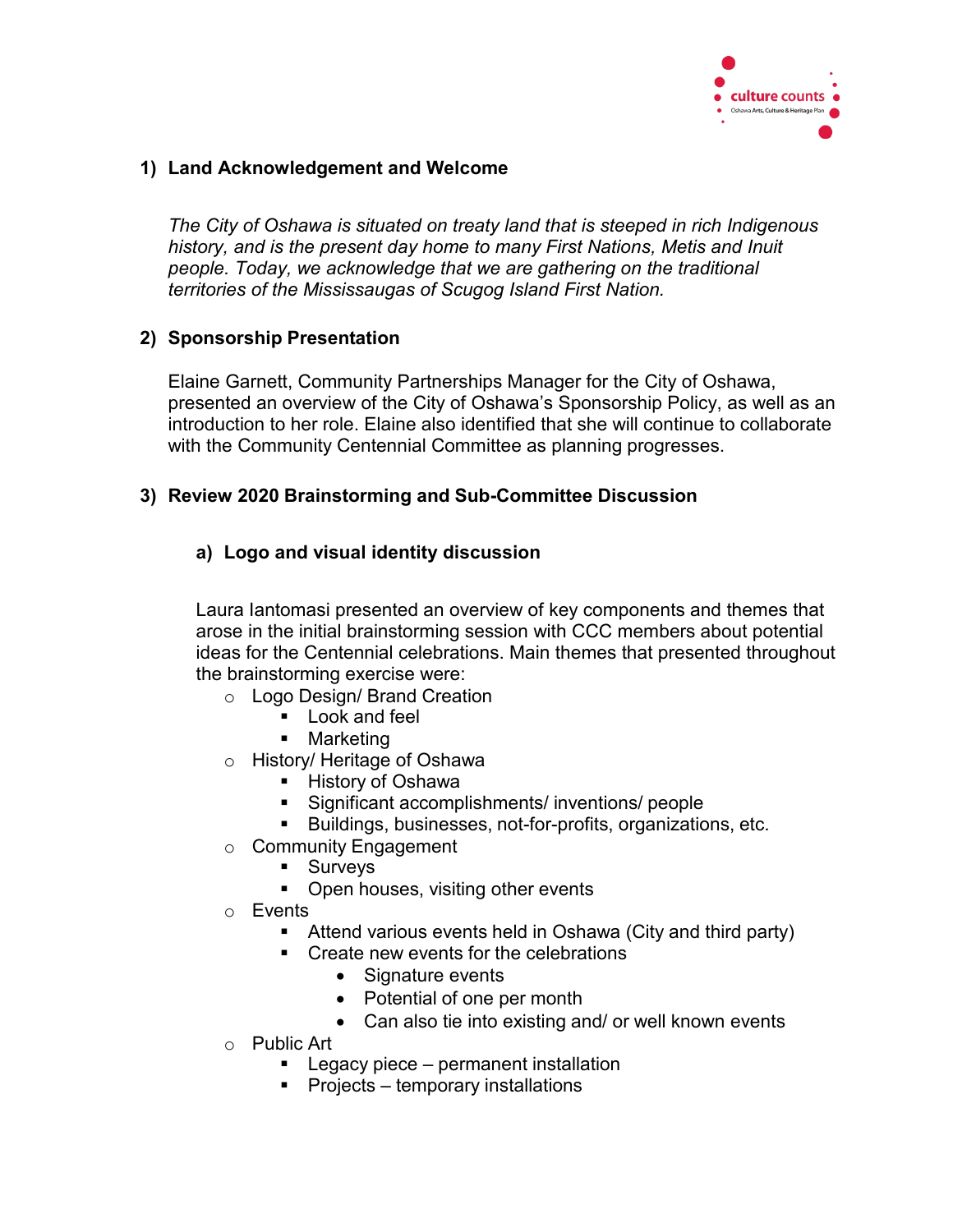## 1) Land Acknowledgement and Welcome

*The City of Oshawa is situated on treaty land that is steeped in rich Indigenous history, and is the present day home to many First Nations, Metis and Inuit people. Today, we acknowledge that we are gathering on the traditional territories of the Mississaugas of Scugog Island First Nation.*

## 2) Sponsorship Presentation

Elaine Garnett, Community Partnerships Manager for the City of Oshawa, presented an overview of the City of Oshawa's Sponsorship Policy, as well as an introduction to her role. Elaine also identified that she will continue to collaborate with the Community Centennial Committee as planning progresses.

## 3) Review 2020 Brainstorming and Sub-Committee Discussion

### a) Logo and visual identity discussion

Laura Iantomasi presented an overview of key components and themes that arose in the initial brainstorming session with CCC members about potential ideas for the Centennial celebrations. Main themes that presented throughout the brainstorming exercise were:

- Logo Design/ Brand Creation
  - Look and feel
  - Marketing
- History/ Heritage of Oshawa
  - History of Oshawa
  - Significant accomplishments/ inventions/ people
  - Buildings, businesses, not-for-profits, organizations, etc.
- Community Engagement
  - Surveys
  - Open houses, visiting other events
- Events
  - Attend various events held in Oshawa (City and third party)
  - Create new events for the celebrations
    - Signature events
    - Potential of one per month
    - Can also tie into existing and/ or well known events
- Public Art
  - Legacy piece – permanent installation
  - Projects – temporary installations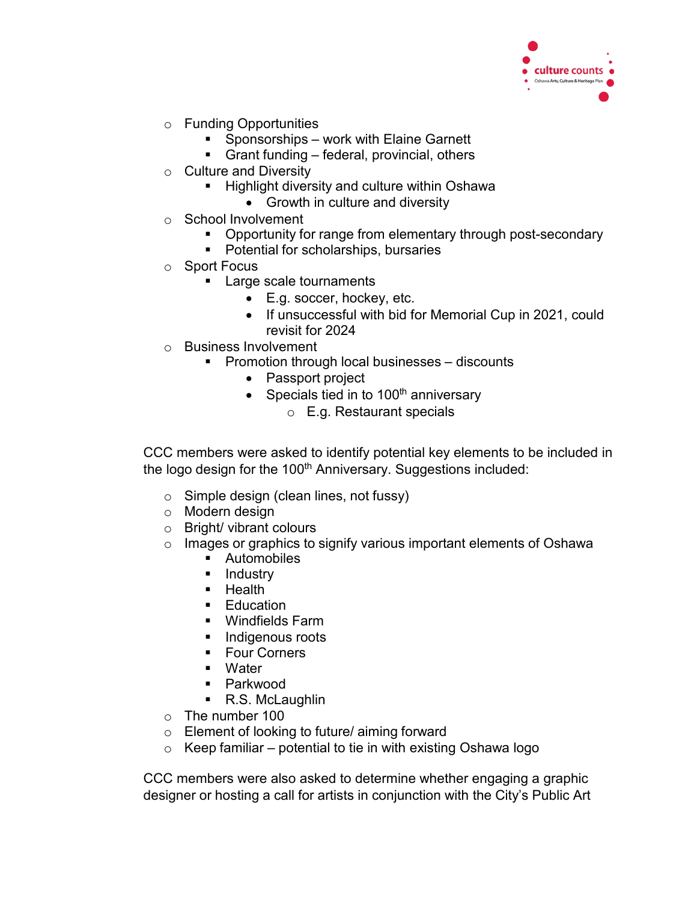- Funding Opportunities
  - Sponsorships – work with Elaine Garnett
  - Grant funding – federal, provincial, others
- Culture and Diversity
  - Highlight diversity and culture within Oshawa
    - Growth in culture and diversity
- School Involvement
  - Opportunity for range from elementary through post-secondary
  - Potential for scholarships, bursaries
- Sport Focus
  - Large scale tournaments
    - E.g. soccer, hockey, etc.
    - If unsuccessful with bid for Memorial Cup in 2021, could revisit for 2024
- Business Involvement
  - Promotion through local businesses – discounts
    - Passport project
    - Specials tied in to 100th anniversary
      - E.g. Restaurant specials

CCC members were asked to identify potential key elements to be included in the logo design for the 100th Anniversary. Suggestions included:

- Simple design (clean lines, not fussy)
- Modern design
- Bright/ vibrant colours
- Images or graphics to signify various important elements of Oshawa
  - Automobiles
  - Industry
  - Health
  - Education
  - Windfields Farm
  - Indigenous roots
  - Four Corners
  - Water
  - Parkwood
  - R.S. McLaughlin
- The number 100
- Element of looking to future/ aiming forward
- Keep familiar – potential to tie in with existing Oshawa logo

CCC members were also asked to determine whether engaging a graphic designer or hosting a call for artists in conjunction with the City's Public Art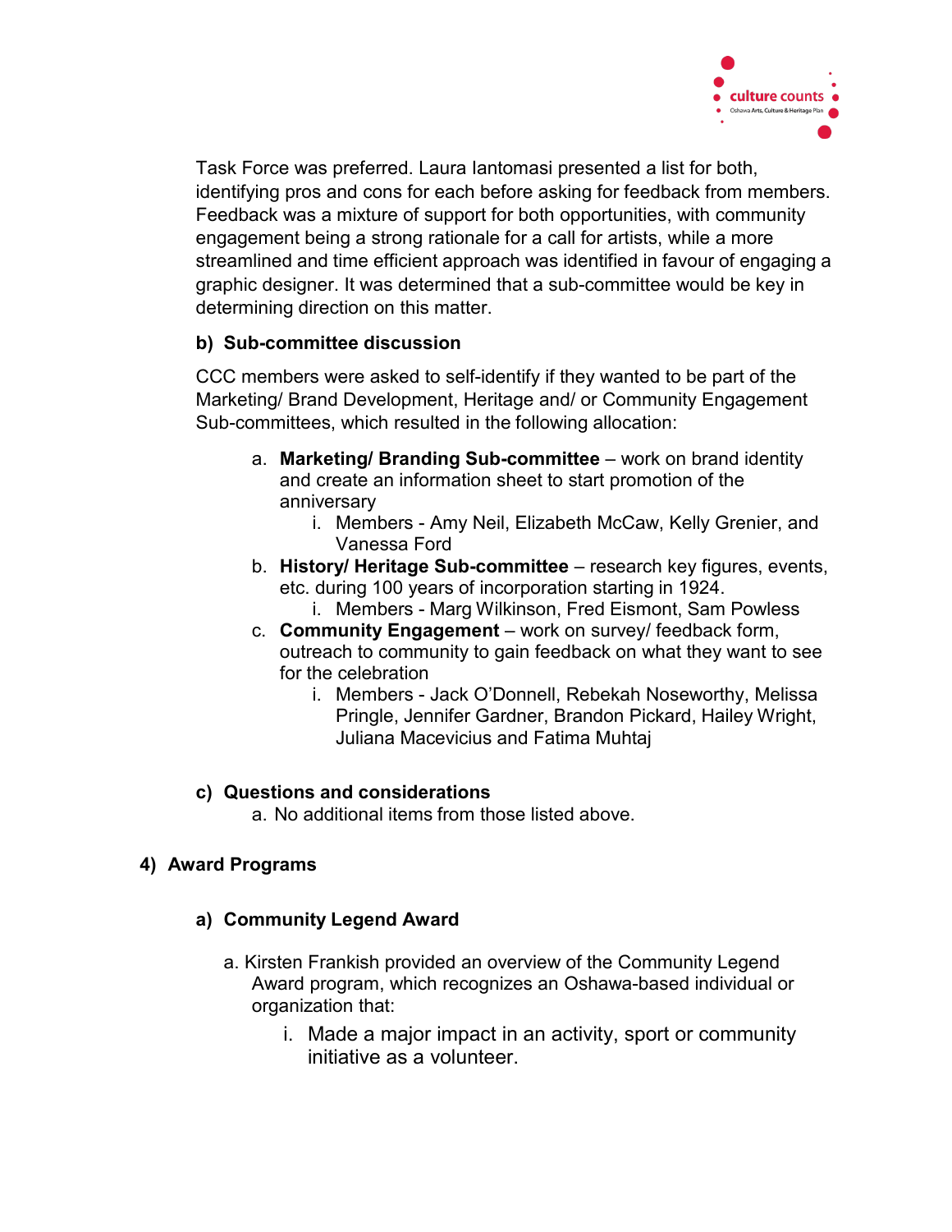Task Force was preferred. Laura Iantomasi presented a list for both, identifying pros and cons for each before asking for feedback from members. Feedback was a mixture of support for both opportunities, with community engagement being a strong rationale for a call for artists, while a more streamlined and time efficient approach was identified in favour of engaging a graphic designer. It was determined that a sub-committee would be key in determining direction on this matter.

### b) Sub-committee discussion

CCC members were asked to self-identify if they wanted to be part of the Marketing/ Brand Development, Heritage and/ or Community Engagement Sub-committees, which resulted in the following allocation:

a. **Marketing/ Branding Sub-committee** – work on brand identity and create an information sheet to start promotion of the anniversary
   i. Members - Amy Neil, Elizabeth McCaw, Kelly Grenier, and Vanessa Ford
b. **History/ Heritage Sub-committee** – research key figures, events, etc. during 100 years of incorporation starting in 1924.
   i. Members - Marg Wilkinson, Fred Eismont, Sam Powless
c. **Community Engagement** – work on survey/ feedback form, outreach to community to gain feedback on what they want to see for the celebration
   i. Members - Jack O'Donnell, Rebekah Noseworthy, Melissa Pringle, Jennifer Gardner, Brandon Pickard, Hailey Wright, Juliana Macevicius and Fatima Muhtaj

### c) Questions and considerations

a. No additional items from those listed above.

## 4) Award Programs

### a) Community Legend Award

a. Kirsten Frankish provided an overview of the Community Legend Award program, which recognizes an Oshawa-based individual or organization that:
   i. Made a major impact in an activity, sport or community initiative as a volunteer.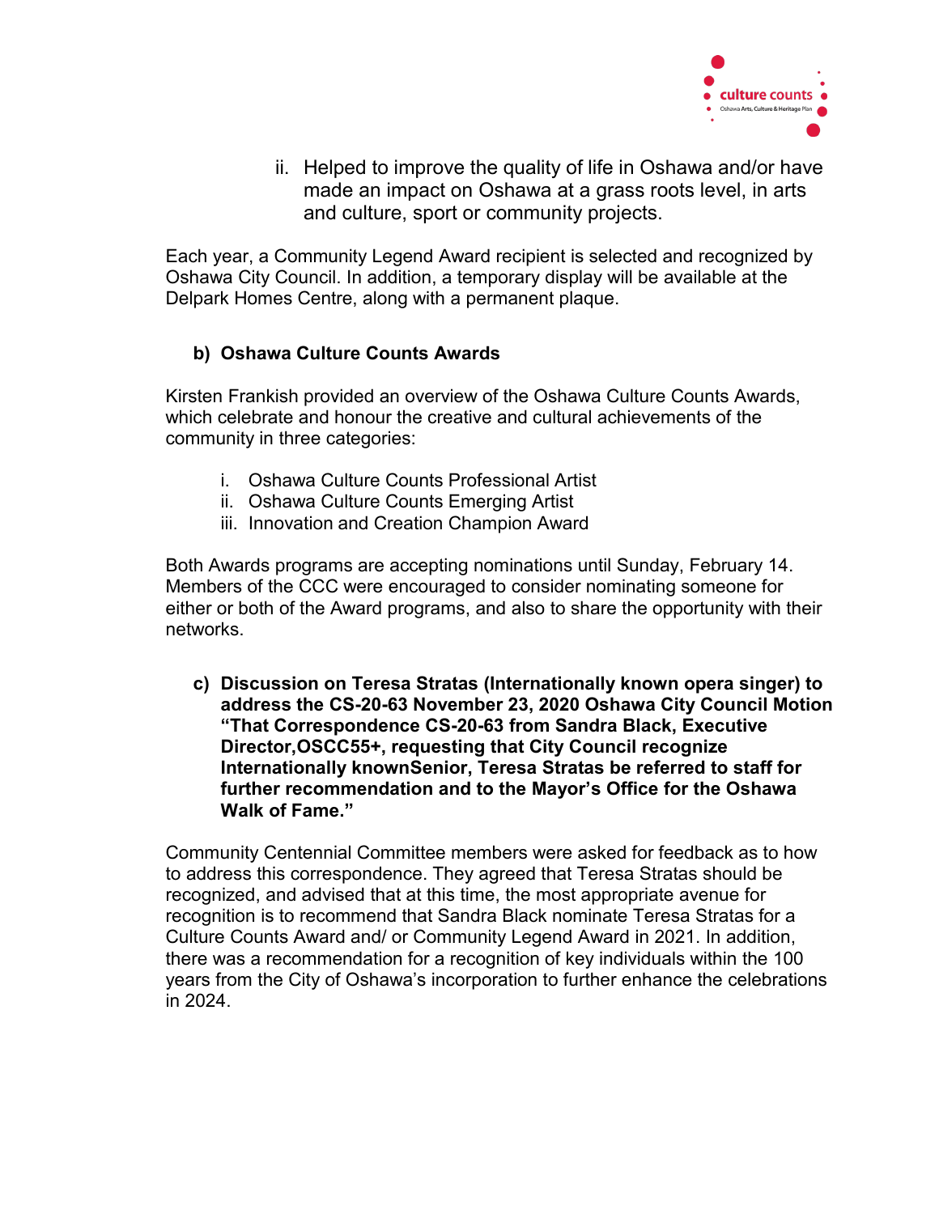ii. Helped to improve the quality of life in Oshawa and/or have made an impact on Oshawa at a grass roots level, in arts and culture, sport or community projects.

Each year, a Community Legend Award recipient is selected and recognized by Oshawa City Council. In addition, a temporary display will be available at the Delpark Homes Centre, along with a permanent plaque.

**b) Oshawa Culture Counts Awards**

Kirsten Frankish provided an overview of the Oshawa Culture Counts Awards, which celebrate and honour the creative and cultural achievements of the community in three categories:

i. Oshawa Culture Counts Professional Artist
ii. Oshawa Culture Counts Emerging Artist
iii. Innovation and Creation Champion Award

Both Awards programs are accepting nominations until Sunday, February 14. Members of the CCC were encouraged to consider nominating someone for either or both of the Award programs, and also to share the opportunity with their networks.

**c) Discussion on Teresa Stratas (Internationally known opera singer) to address the CS-20-63 November 23, 2020 Oshawa City Council Motion "That Correspondence CS-20-63 from Sandra Black, Executive Director,OSCC55+, requesting that City Council recognize Internationally knownSenior, Teresa Stratas be referred to staff for further recommendation and to the Mayor's Office for the Oshawa Walk of Fame."**

Community Centennial Committee members were asked for feedback as to how to address this correspondence. They agreed that Teresa Stratas should be recognized, and advised that at this time, the most appropriate avenue for recognition is to recommend that Sandra Black nominate Teresa Stratas for a Culture Counts Award and/ or Community Legend Award in 2021. In addition, there was a recommendation for a recognition of key individuals within the 100 years from the City of Oshawa's incorporation to further enhance the celebrations in 2024.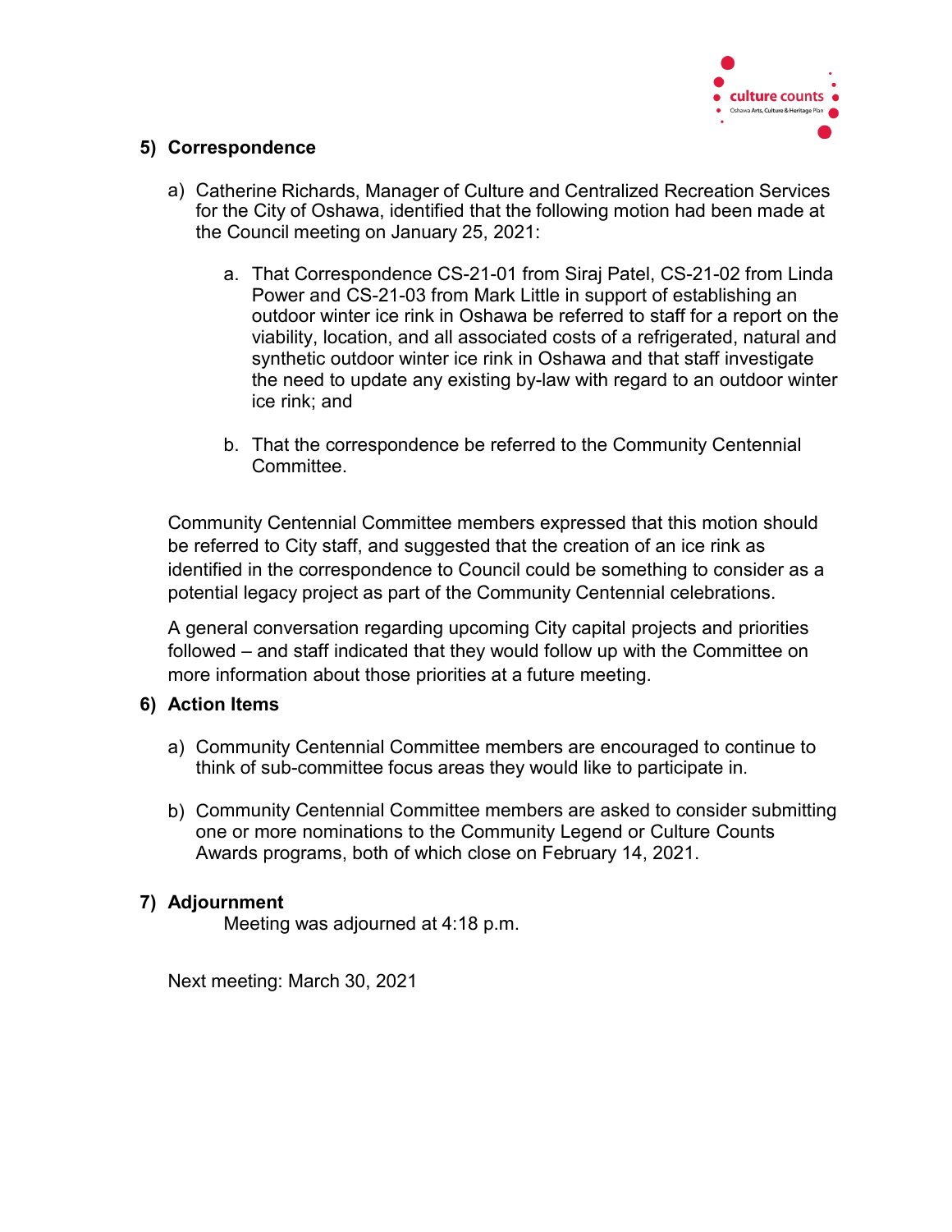## 5) Correspondence

a) Catherine Richards, Manager of Culture and Centralized Recreation Services for the City of Oshawa, identified that the following motion had been made at the Council meeting on January 25, 2021:

   a. That Correspondence CS-21-01 from Siraj Patel, CS-21-02 from Linda Power and CS-21-03 from Mark Little in support of establishing an outdoor winter ice rink in Oshawa be referred to staff for a report on the viability, location, and all associated costs of a refrigerated, natural and synthetic outdoor winter ice rink in Oshawa and that staff investigate the need to update any existing by-law with regard to an outdoor winter ice rink; and

   b. That the correspondence be referred to the Community Centennial Committee.

Community Centennial Committee members expressed that this motion should be referred to City staff, and suggested that the creation of an ice rink as identified in the correspondence to Council could be something to consider as a potential legacy project as part of the Community Centennial celebrations.

A general conversation regarding upcoming City capital projects and priorities followed – and staff indicated that they would follow up with the Committee on more information about those priorities at a future meeting.

## 6) Action Items

a) Community Centennial Committee members are encouraged to continue to think of sub-committee focus areas they would like to participate in.

b) Community Centennial Committee members are asked to consider submitting one or more nominations to the Community Legend or Culture Counts Awards programs, both of which close on February 14, 2021.

## 7) Adjournment

Meeting was adjourned at 4:18 p.m.

Next meeting: March 30, 2021